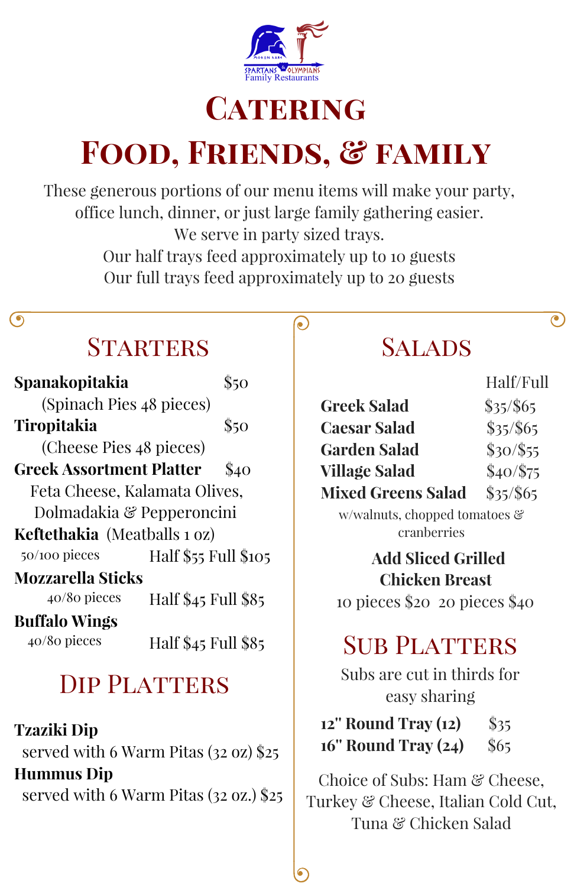MOLON LABE

SPARTANS & OLYMPIANS
Family Restaurants

# Catering
# Food, Friends, & family

These generous portions of our menu items will make your party, office lunch, dinner, or just large family gathering easier.
We serve in party sized trays.
Our half trays feed approximately up to 10 guests
Our full trays feed approximately up to 20 guests

## Starters

**Spanakopitakia** $50
(Spinach Pies 48 pieces)

**Tiropitakia** $50
(Cheese Pies 48 pieces)

**Greek Assortment Platter** $40
Feta Cheese, Kalamata Olives, Dolmadakia & Pepperoncini

**Keftethakia** (Meatballs 1 oz)
50/100 pieces Half $55 Full $105

**Mozzarella Sticks**
40/80 pieces Half $45 Full $85

**Buffalo Wings**
40/80 pieces Half $45 Full $85

## Dip Platters

**Tzaziki Dip**
served with 6 Warm Pitas (32 oz) $25

**Hummus Dip**
served with 6 Warm Pitas (32 oz.) $25

## Salads

| | Half/Full |
|---|---|
| **Greek Salad** | $35/$65 |
| **Caesar Salad** | $35/$65 |
| **Garden Salad** | $30/$55 |
| **Village Salad** | $40/$75 |
| **Mixed Greens Salad** | $35/$65 |

w/walnuts, chopped tomatoes & cranberries

**Add Sliced Grilled Chicken Breast**
10 pieces $20 20 pieces $40

## Sub Platters

Subs are cut in thirds for easy sharing

**12" Round Tray (12)** $35
**16" Round Tray (24)** $65

Choice of Subs: Ham & Cheese, Turkey & Cheese, Italian Cold Cut, Tuna & Chicken Salad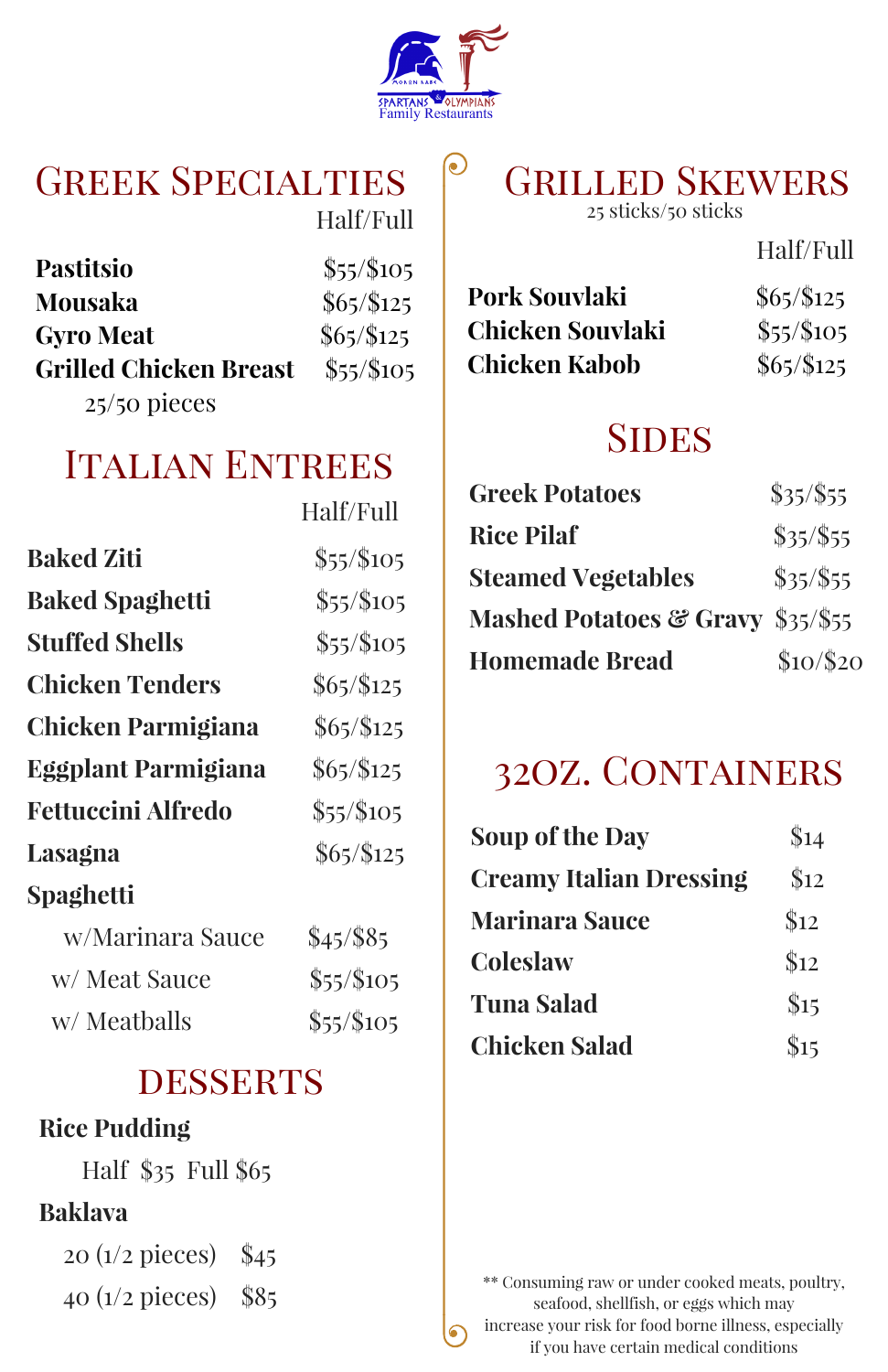SPARTANS & OLYMPIANS Family Restaurants

## Greek Specialties

| | Half/Full |
|---|---|
| **Pastitsio** | $55/$105 |
| **Mousaka** | $65/$125 |
| **Gyro Meat** | $65/$125 |
| **Grilled Chicken Breast** 25/50 pieces | $55/$105 |

## Italian Entrees

| | Half/Full |
|---|---|
| **Baked Ziti** | $55/$105 |
| **Baked Spaghetti** | $55/$105 |
| **Stuffed Shells** | $55/$105 |
| **Chicken Tenders** | $65/$125 |
| **Chicken Parmigiana** | $65/$125 |
| **Eggplant Parmigiana** | $65/$125 |
| **Fettuccini Alfredo** | $55/$105 |
| **Lasagna** | $65/$125 |
| **Spaghetti** | |
| w/Marinara Sauce | $45/$85 |
| w/ Meat Sauce | $55/$105 |
| w/ Meatballs | $55/$105 |

## Desserts

**Rice Pudding**

Half $35 Full $65

**Baklava**

20 (1/2 pieces) $45

40 (1/2 pieces) $85

## Grilled Skewers

25 sticks/50 sticks

| | Half/Full |
|---|---|
| **Pork Souvlaki** | $65/$125 |
| **Chicken Souvlaki** | $55/$105 |
| **Chicken Kabob** | $65/$125 |

## Sides

| | |
|---|---|
| **Greek Potatoes** | $35/$55 |
| **Rice Pilaf** | $35/$55 |
| **Steamed Vegetables** | $35/$55 |
| **Mashed Potatoes & Gravy** | $35/$55 |
| **Homemade Bread** | $10/$20 |

## 32oz. Containers

| | |
|---|---|
| **Soup of the Day** | $14 |
| **Creamy Italian Dressing** | $12 |
| **Marinara Sauce** | $12 |
| **Coleslaw** | $12 |
| **Tuna Salad** | $15 |
| **Chicken Salad** | $15 |

** Consuming raw or under cooked meats, poultry, seafood, shellfish, or eggs which may increase your risk for food borne illness, especially if you have certain medical conditions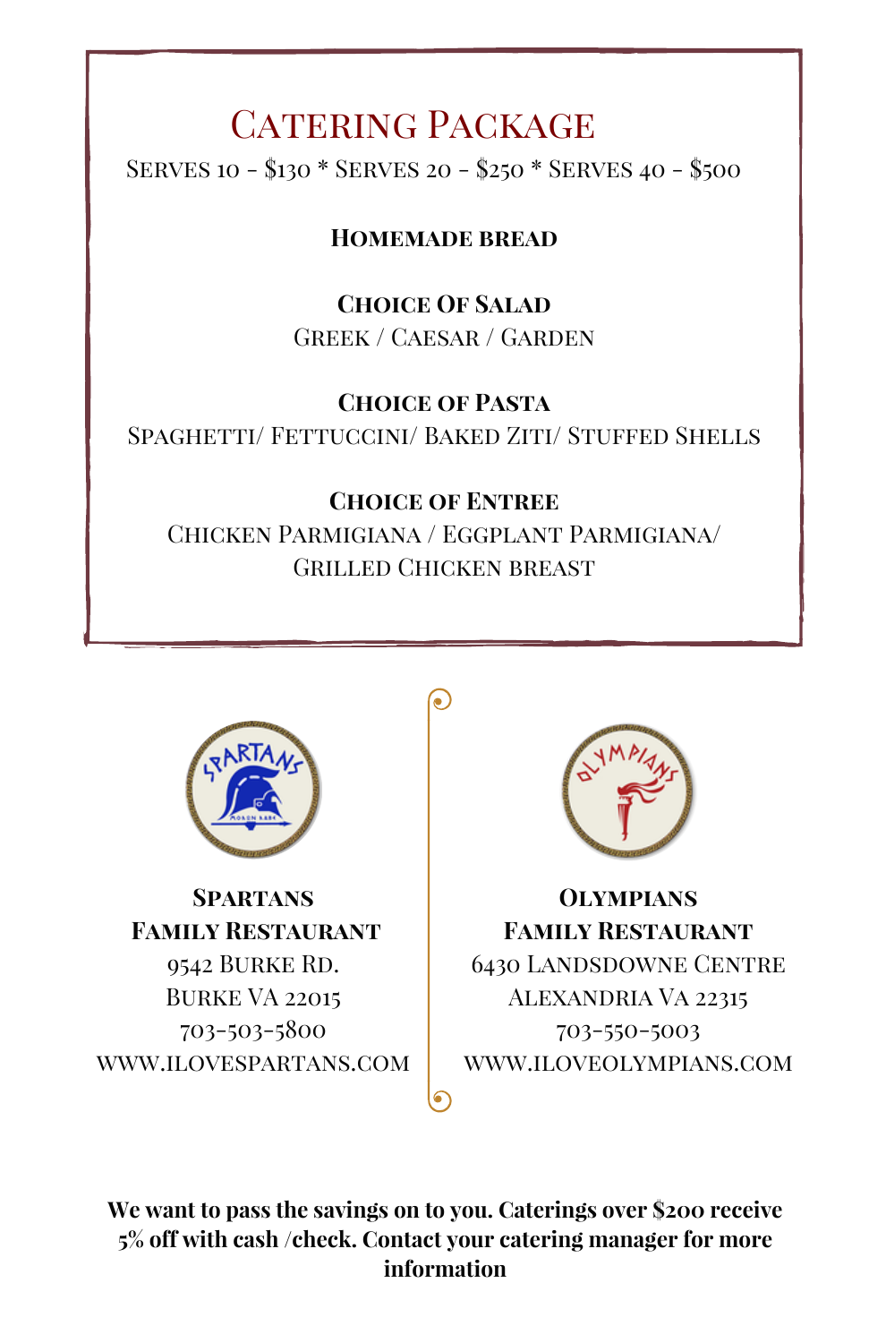# Catering Package

Serves 10 - $130 * Serves 20 - $250 * Serves 40 - $500

**Homemade Bread**

**Choice Of Salad**

Greek / Caesar / Garden

**Choice of Pasta**

Spaghetti/ Fettuccini/ Baked Ziti/ Stuffed Shells

**Choice of Entree**

Chicken Parmigiana / Eggplant Parmigiana/ Grilled Chicken breast

**Spartans**
**Family Restaurant**
9542 Burke Rd.
Burke VA 22015
703-503-5800
www.ilovespartans.com

**Olympians**
**Family Restaurant**
6430 Landsdowne Centre
Alexandria VA 22315
703-550-5003
www.iloveolympians.com

**We want to pass the savings on to you. Caterings over $200 receive 5% off with cash /check. Contact your catering manager for more information**